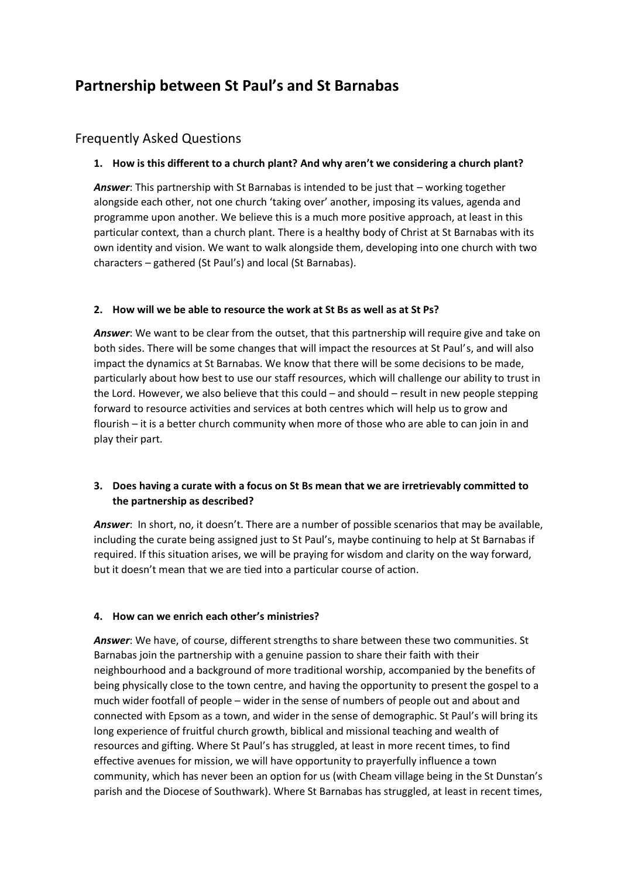# Partnership between St Paul's and St Barnabas

## Frequently Asked Questions

**1. How is this different to a church plant? And why aren't we considering a church plant?**

***Answer***: This partnership with St Barnabas is intended to be just that – working together alongside each other, not one church 'taking over' another, imposing its values, agenda and programme upon another. We believe this is a much more positive approach, at least in this particular context, than a church plant. There is a healthy body of Christ at St Barnabas with its own identity and vision. We want to walk alongside them, developing into one church with two characters – gathered (St Paul's) and local (St Barnabas).

**2. How will we be able to resource the work at St Bs as well as at St Ps?**

***Answer***: We want to be clear from the outset, that this partnership will require give and take on both sides. There will be some changes that will impact the resources at St Paul's, and will also impact the dynamics at St Barnabas. We know that there will be some decisions to be made, particularly about how best to use our staff resources, which will challenge our ability to trust in the Lord. However, we also believe that this could – and should – result in new people stepping forward to resource activities and services at both centres which will help us to grow and flourish – it is a better church community when more of those who are able to can join in and play their part.

**3. Does having a curate with a focus on St Bs mean that we are irretrievably committed to the partnership as described?**

***Answer***: In short, no, it doesn't. There are a number of possible scenarios that may be available, including the curate being assigned just to St Paul's, maybe continuing to help at St Barnabas if required. If this situation arises, we will be praying for wisdom and clarity on the way forward, but it doesn't mean that we are tied into a particular course of action.

**4. How can we enrich each other's ministries?**

***Answer***: We have, of course, different strengths to share between these two communities. St Barnabas join the partnership with a genuine passion to share their faith with their neighbourhood and a background of more traditional worship, accompanied by the benefits of being physically close to the town centre, and having the opportunity to present the gospel to a much wider footfall of people – wider in the sense of numbers of people out and about and connected with Epsom as a town, and wider in the sense of demographic. St Paul's will bring its long experience of fruitful church growth, biblical and missional teaching and wealth of resources and gifting. Where St Paul's has struggled, at least in more recent times, to find effective avenues for mission, we will have opportunity to prayerfully influence a town community, which has never been an option for us (with Cheam village being in the St Dunstan's parish and the Diocese of Southwark). Where St Barnabas has struggled, at least in recent times,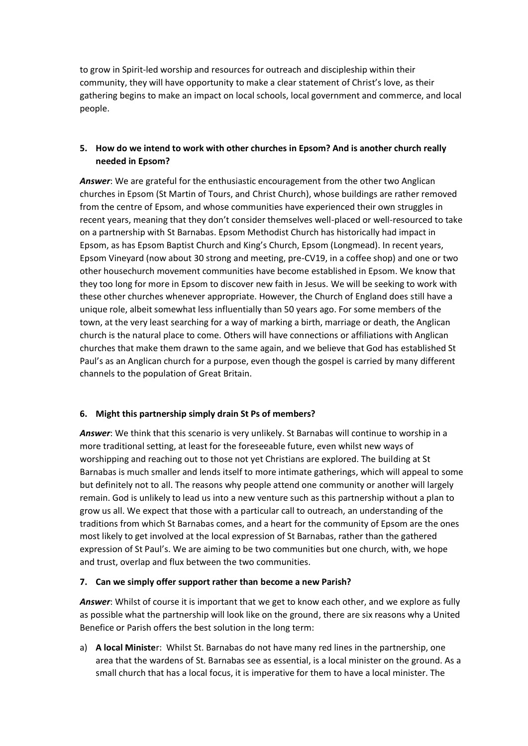to grow in Spirit-led worship and resources for outreach and discipleship within their community, they will have opportunity to make a clear statement of Christ's love, as their gathering begins to make an impact on local schools, local government and commerce, and local people.

5. **How do we intend to work with other churches in Epsom? And is another church really needed in Epsom?**

***Answer***: We are grateful for the enthusiastic encouragement from the other two Anglican churches in Epsom (St Martin of Tours, and Christ Church), whose buildings are rather removed from the centre of Epsom, and whose communities have experienced their own struggles in recent years, meaning that they don't consider themselves well-placed or well-resourced to take on a partnership with St Barnabas. Epsom Methodist Church has historically had impact in Epsom, as has Epsom Baptist Church and King's Church, Epsom (Longmead). In recent years, Epsom Vineyard (now about 30 strong and meeting, pre-CV19, in a coffee shop) and one or two other housechurch movement communities have become established in Epsom. We know that they too long for more in Epsom to discover new faith in Jesus. We will be seeking to work with these other churches whenever appropriate. However, the Church of England does still have a unique role, albeit somewhat less influentially than 50 years ago. For some members of the town, at the very least searching for a way of marking a birth, marriage or death, the Anglican church is the natural place to come. Others will have connections or affiliations with Anglican churches that make them drawn to the same again, and we believe that God has established St Paul's as an Anglican church for a purpose, even though the gospel is carried by many different channels to the population of Great Britain.

6. **Might this partnership simply drain St Ps of members?**

***Answer***: We think that this scenario is very unlikely. St Barnabas will continue to worship in a more traditional setting, at least for the foreseeable future, even whilst new ways of worshipping and reaching out to those not yet Christians are explored. The building at St Barnabas is much smaller and lends itself to more intimate gatherings, which will appeal to some but definitely not to all. The reasons why people attend one community or another will largely remain. God is unlikely to lead us into a new venture such as this partnership without a plan to grow us all. We expect that those with a particular call to outreach, an understanding of the traditions from which St Barnabas comes, and a heart for the community of Epsom are the ones most likely to get involved at the local expression of St Barnabas, rather than the gathered expression of St Paul's. We are aiming to be two communities but one church, with, we hope and trust, overlap and flux between the two communities.

7. **Can we simply offer support rather than become a new Parish?**

***Answer***: Whilst of course it is important that we get to know each other, and we explore as fully as possible what the partnership will look like on the ground, there are six reasons why a United Benefice or Parish offers the best solution in the long term:

a) **A local Ministe**r: Whilst St. Barnabas do not have many red lines in the partnership, one area that the wardens of St. Barnabas see as essential, is a local minister on the ground. As a small church that has a local focus, it is imperative for them to have a local minister. The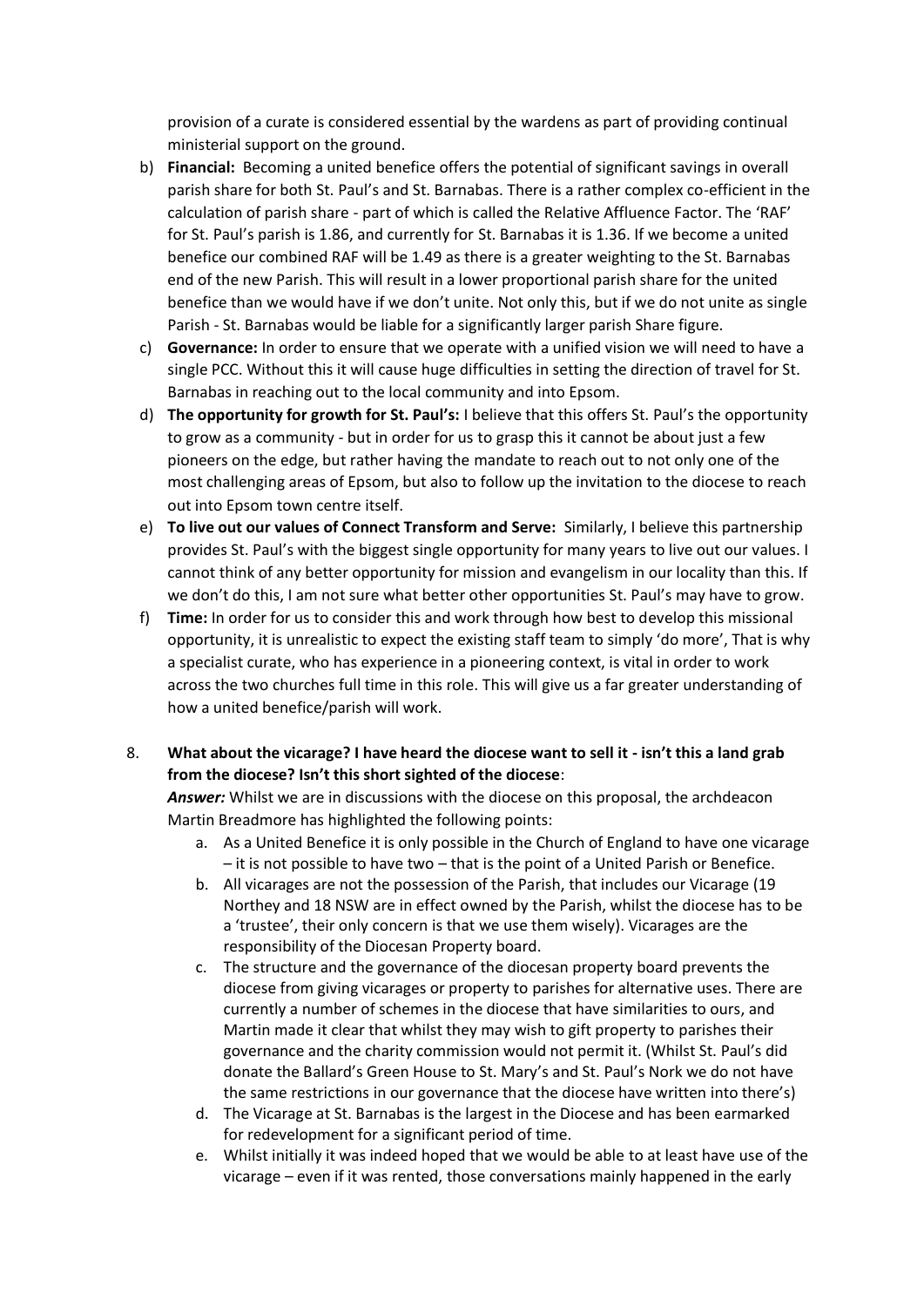provision of a curate is considered essential by the wardens as part of providing continual ministerial support on the ground.

b) **Financial:** Becoming a united benefice offers the potential of significant savings in overall parish share for both St. Paul's and St. Barnabas. There is a rather complex co-efficient in the calculation of parish share - part of which is called the Relative Affluence Factor. The 'RAF' for St. Paul's parish is 1.86, and currently for St. Barnabas it is 1.36. If we become a united benefice our combined RAF will be 1.49 as there is a greater weighting to the St. Barnabas end of the new Parish. This will result in a lower proportional parish share for the united benefice than we would have if we don't unite. Not only this, but if we do not unite as single Parish - St. Barnabas would be liable for a significantly larger parish Share figure.

c) **Governance:** In order to ensure that we operate with a unified vision we will need to have a single PCC. Without this it will cause huge difficulties in setting the direction of travel for St. Barnabas in reaching out to the local community and into Epsom.

d) **The opportunity for growth for St. Paul's:** I believe that this offers St. Paul's the opportunity to grow as a community - but in order for us to grasp this it cannot be about just a few pioneers on the edge, but rather having the mandate to reach out to not only one of the most challenging areas of Epsom, but also to follow up the invitation to the diocese to reach out into Epsom town centre itself.

e) **To live out our values of Connect Transform and Serve:** Similarly, I believe this partnership provides St. Paul's with the biggest single opportunity for many years to live out our values. I cannot think of any better opportunity for mission and evangelism in our locality than this. If we don't do this, I am not sure what better other opportunities St. Paul's may have to grow.

f) **Time:** In order for us to consider this and work through how best to develop this missional opportunity, it is unrealistic to expect the existing staff team to simply 'do more', That is why a specialist curate, who has experience in a pioneering context, is vital in order to work across the two churches full time in this role. This will give us a far greater understanding of how a united benefice/parish will work.

8. **What about the vicarage? I have heard the diocese want to sell it - isn't this a land grab from the diocese? Isn't this short sighted of the diocese**:

   ***Answer:*** Whilst we are in discussions with the diocese on this proposal, the archdeacon Martin Breadmore has highlighted the following points:

   a. As a United Benefice it is only possible in the Church of England to have one vicarage – it is not possible to have two – that is the point of a United Parish or Benefice.

   b. All vicarages are not the possession of the Parish, that includes our Vicarage (19 Northey and 18 NSW are in effect owned by the Parish, whilst the diocese has to be a 'trustee', their only concern is that we use them wisely). Vicarages are the responsibility of the Diocesan Property board.

   c. The structure and the governance of the diocesan property board prevents the diocese from giving vicarages or property to parishes for alternative uses. There are currently a number of schemes in the diocese that have similarities to ours, and Martin made it clear that whilst they may wish to gift property to parishes their governance and the charity commission would not permit it. (Whilst St. Paul's did donate the Ballard's Green House to St. Mary's and St. Paul's Nork we do not have the same restrictions in our governance that the diocese have written into there's)

   d. The Vicarage at St. Barnabas is the largest in the Diocese and has been earmarked for redevelopment for a significant period of time.

   e. Whilst initially it was indeed hoped that we would be able to at least have use of the vicarage – even if it was rented, those conversations mainly happened in the early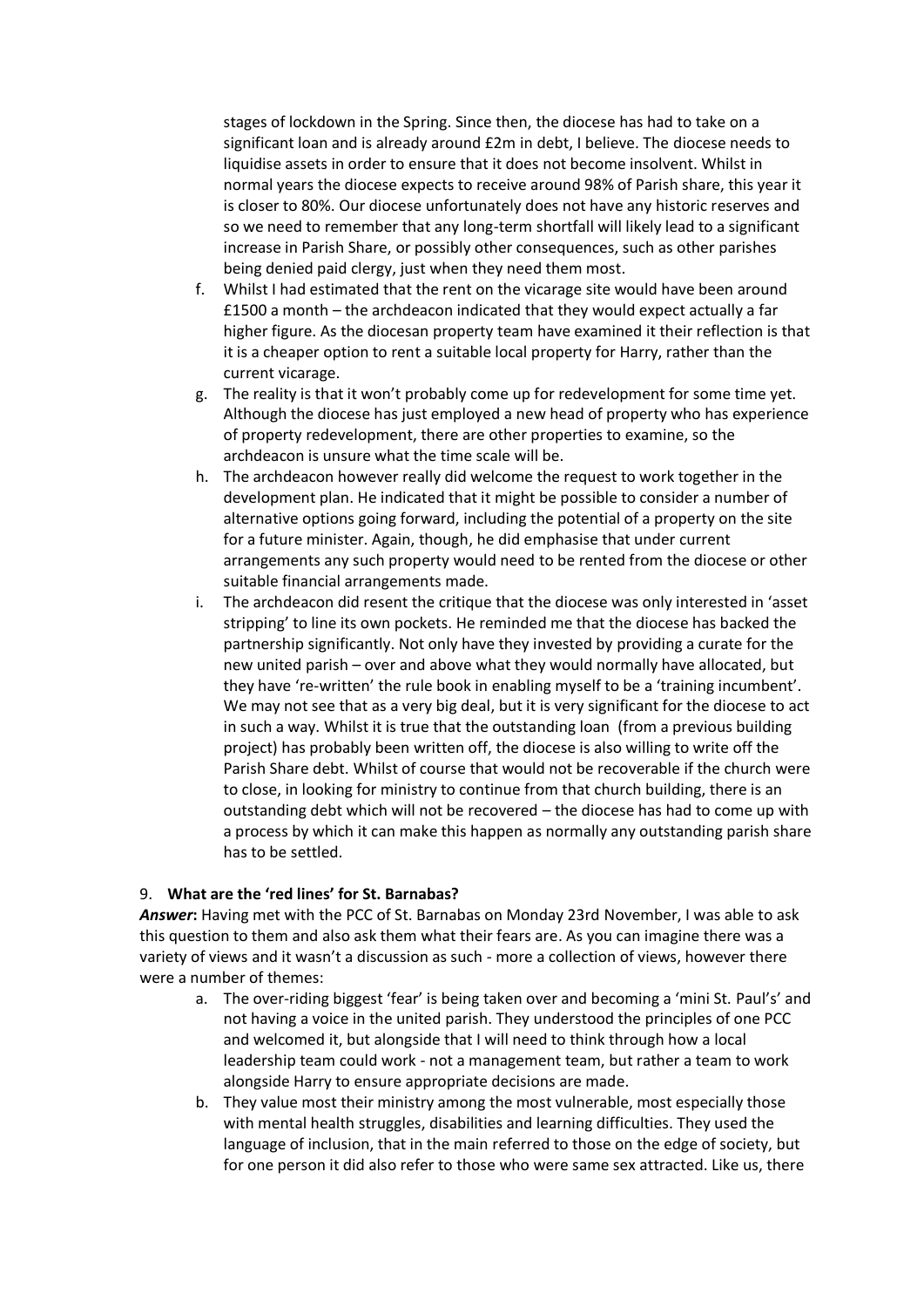stages of lockdown in the Spring. Since then, the diocese has had to take on a significant loan and is already around £2m in debt, I believe. The diocese needs to liquidise assets in order to ensure that it does not become insolvent. Whilst in normal years the diocese expects to receive around 98% of Parish share, this year it is closer to 80%. Our diocese unfortunately does not have any historic reserves and so we need to remember that any long-term shortfall will likely lead to a significant increase in Parish Share, or possibly other consequences, such as other parishes being denied paid clergy, just when they need them most.

f. Whilst I had estimated that the rent on the vicarage site would have been around £1500 a month – the archdeacon indicated that they would expect actually a far higher figure. As the diocesan property team have examined it their reflection is that it is a cheaper option to rent a suitable local property for Harry, rather than the current vicarage.

g. The reality is that it won't probably come up for redevelopment for some time yet. Although the diocese has just employed a new head of property who has experience of property redevelopment, there are other properties to examine, so the archdeacon is unsure what the time scale will be.

h. The archdeacon however really did welcome the request to work together in the development plan. He indicated that it might be possible to consider a number of alternative options going forward, including the potential of a property on the site for a future minister. Again, though, he did emphasise that under current arrangements any such property would need to be rented from the diocese or other suitable financial arrangements made.

i. The archdeacon did resent the critique that the diocese was only interested in 'asset stripping' to line its own pockets. He reminded me that the diocese has backed the partnership significantly. Not only have they invested by providing a curate for the new united parish – over and above what they would normally have allocated, but they have 're-written' the rule book in enabling myself to be a 'training incumbent'. We may not see that as a very big deal, but it is very significant for the diocese to act in such a way. Whilst it is true that the outstanding loan (from a previous building project) has probably been written off, the diocese is also willing to write off the Parish Share debt. Whilst of course that would not be recoverable if the church were to close, in looking for ministry to continue from that church building, there is an outstanding debt which will not be recovered – the diocese has had to come up with a process by which it can make this happen as normally any outstanding parish share has to be settled.

9. **What are the 'red lines' for St. Barnabas?**

***Answer*:** Having met with the PCC of St. Barnabas on Monday 23rd November, I was able to ask this question to them and also ask them what their fears are. As you can imagine there was a variety of views and it wasn't a discussion as such - more a collection of views, however there were a number of themes:

a. The over-riding biggest 'fear' is being taken over and becoming a 'mini St. Paul's' and not having a voice in the united parish. They understood the principles of one PCC and welcomed it, but alongside that I will need to think through how a local leadership team could work - not a management team, but rather a team to work alongside Harry to ensure appropriate decisions are made.

b. They value most their ministry among the most vulnerable, most especially those with mental health struggles, disabilities and learning difficulties. They used the language of inclusion, that in the main referred to those on the edge of society, but for one person it did also refer to those who were same sex attracted. Like us, there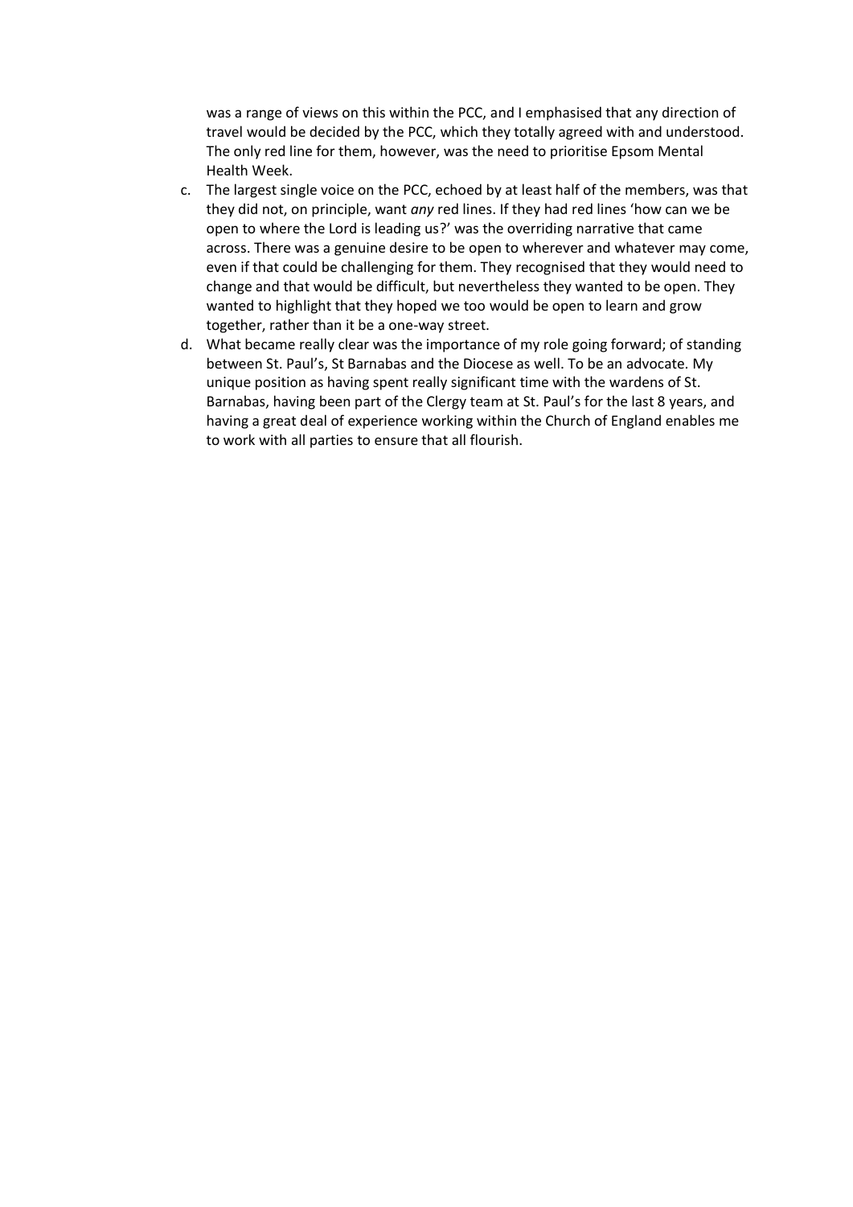was a range of views on this within the PCC, and I emphasised that any direction of travel would be decided by the PCC, which they totally agreed with and understood. The only red line for them, however, was the need to prioritise Epsom Mental Health Week.

c. The largest single voice on the PCC, echoed by at least half of the members, was that they did not, on principle, want *any* red lines. If they had red lines 'how can we be open to where the Lord is leading us?' was the overriding narrative that came across. There was a genuine desire to be open to wherever and whatever may come, even if that could be challenging for them. They recognised that they would need to change and that would be difficult, but nevertheless they wanted to be open. They wanted to highlight that they hoped we too would be open to learn and grow together, rather than it be a one-way street.

d. What became really clear was the importance of my role going forward; of standing between St. Paul's, St Barnabas and the Diocese as well. To be an advocate. My unique position as having spent really significant time with the wardens of St. Barnabas, having been part of the Clergy team at St. Paul's for the last 8 years, and having a great deal of experience working within the Church of England enables me to work with all parties to ensure that all flourish.